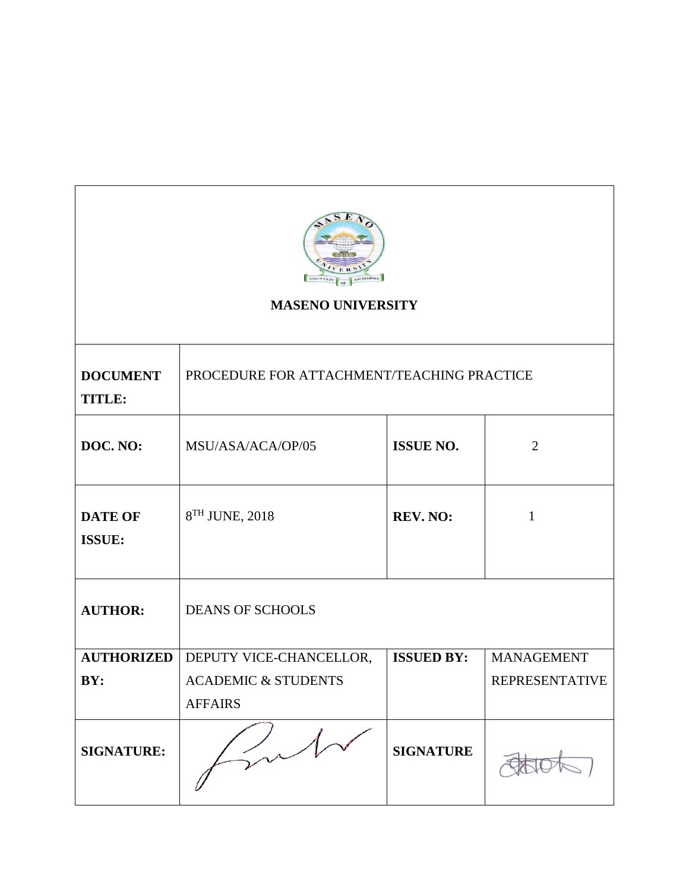**MASENO UNIVERSITY**

| | | | |
|---|---|---|---|
| **DOCUMENT TITLE:** | PROCEDURE FOR ATTACHMENT/TEACHING PRACTICE | | |
| **DOC. NO:** | MSU/ASA/ACA/OP/05 | **ISSUE NO.** | 2 |
| **DATE OF ISSUE:** | 8TH JUNE, 2018 | **REV. NO:** | 1 |
| **AUTHOR:** | DEANS OF SCHOOLS | | |
| **AUTHORIZED BY:** | DEPUTY VICE-CHANCELLOR, ACADEMIC & STUDENTS AFFAIRS | **ISSUED BY:** | MANAGEMENT REPRESENTATIVE |
| **SIGNATURE:** | | **SIGNATURE** | |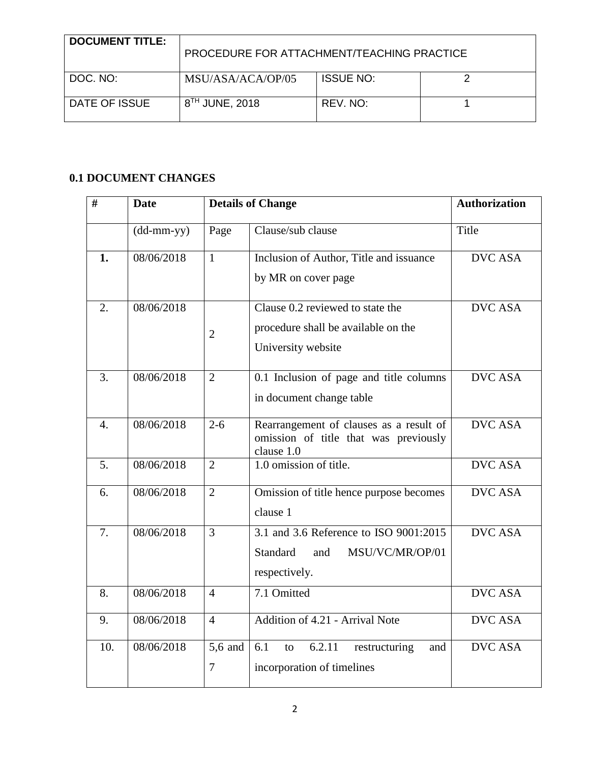| DOCUMENT TITLE: | PROCEDURE FOR ATTACHMENT/TEACHING PRACTICE | | |
|---|---|---|---|
| DOC. NO: | MSU/ASA/ACA/OP/05 | ISSUE NO: | 2 |
| DATE OF ISSUE | 8TH JUNE, 2018 | REV. NO: | 1 |

## 0.1 DOCUMENT CHANGES

| # | Date | Details of Change | | Authorization |
|---|---|---|---|---|
| | (dd-mm-yy) | Page | Clause/sub clause | Title |
| **1.** | 08/06/2018 | 1 | Inclusion of Author, Title and issuance by MR on cover page | DVC ASA |
| 2. | 08/06/2018 | 2 | Clause 0.2 reviewed to state the procedure shall be available on the University website | DVC ASA |
| 3. | 08/06/2018 | 2 | 0.1 Inclusion of page and title columns in document change table | DVC ASA |
| 4. | 08/06/2018 | 2-6 | Rearrangement of clauses as a result of omission of title that was previously clause 1.0 | DVC ASA |
| 5. | 08/06/2018 | 2 | 1.0 omission of title. | DVC ASA |
| 6. | 08/06/2018 | 2 | Omission of title hence purpose becomes clause 1 | DVC ASA |
| 7. | 08/06/2018 | 3 | 3.1 and 3.6 Reference to ISO 9001:2015 Standard and MSU/VC/MR/OP/01 respectively. | DVC ASA |
| 8. | 08/06/2018 | 4 | 7.1 Omitted | DVC ASA |
| 9. | 08/06/2018 | 4 | Addition of 4.21 - Arrival Note | DVC ASA |
| 10. | 08/06/2018 | 5,6 and 7 | 6.1 to 6.2.11 restructuring and incorporation of timelines | DVC ASA |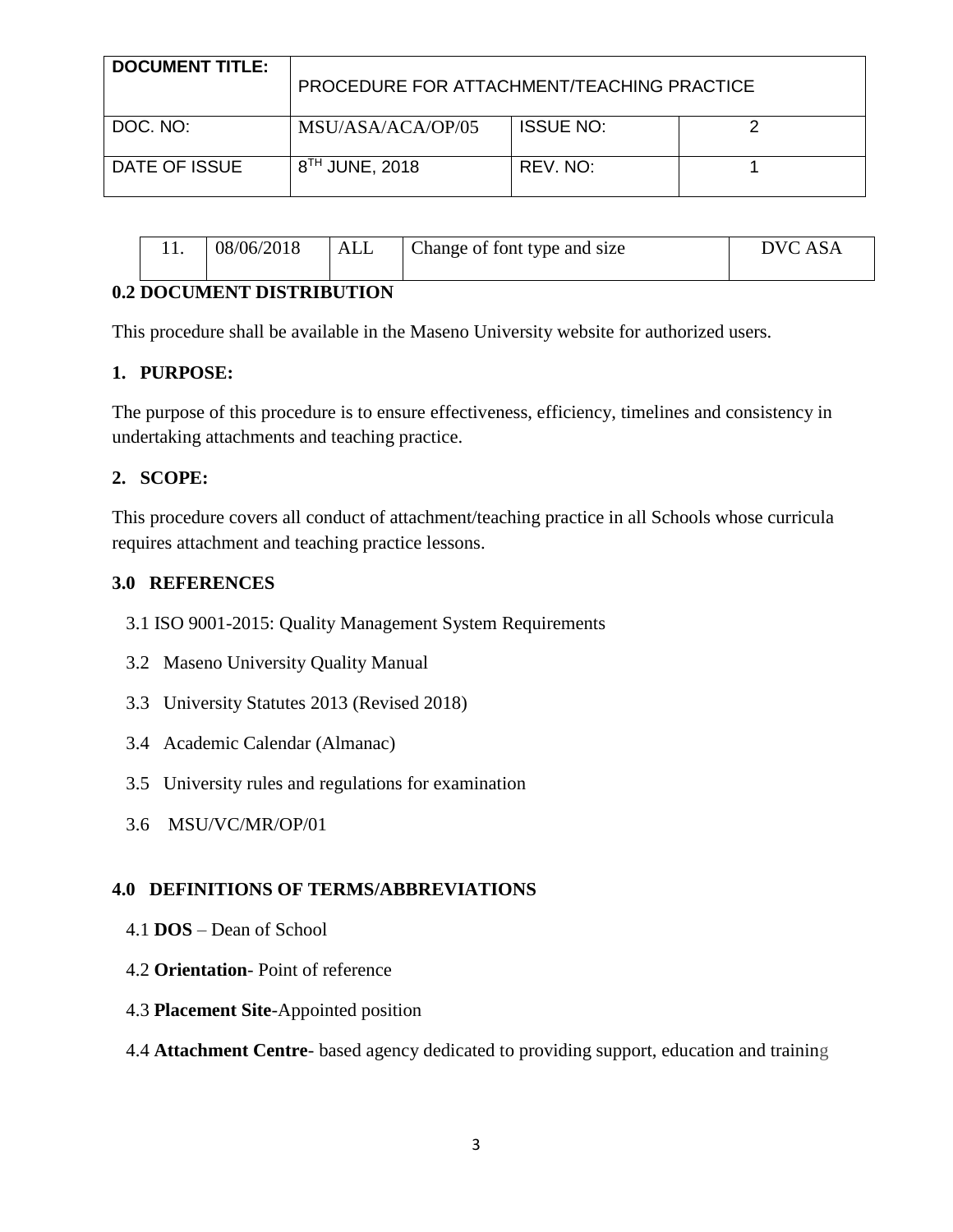| DOCUMENT TITLE: | PROCEDURE FOR ATTACHMENT/TEACHING PRACTICE | | |
|---|---|---|---|
| DOC. NO: | MSU/ASA/ACA/OP/05 | ISSUE NO: | 2 |
| DATE OF ISSUE | 8TH JUNE, 2018 | REV. NO: | 1 |

| 11. | 08/06/2018 | ALL | Change of font type and size | DVC ASA |
|---|---|---|---|---|

**0.2 DOCUMENT DISTRIBUTION**

This procedure shall be available in the Maseno University website for authorized users.

**1. PURPOSE:**

The purpose of this procedure is to ensure effectiveness, efficiency, timelines and consistency in undertaking attachments and teaching practice.

**2. SCOPE:**

This procedure covers all conduct of attachment/teaching practice in all Schools whose curricula requires attachment and teaching practice lessons.

**3.0 REFERENCES**

3.1 ISO 9001-2015: Quality Management System Requirements

3.2 Maseno University Quality Manual

3.3 University Statutes 2013 (Revised 2018)

3.4 Academic Calendar (Almanac)

3.5 University rules and regulations for examination

3.6 MSU/VC/MR/OP/01

**4.0 DEFINITIONS OF TERMS/ABBREVIATIONS**

4.1 **DOS** – Dean of School

4.2 **Orientation**- Point of reference

4.3 **Placement Site**-Appointed position

4.4 **Attachment Centre**- based agency dedicated to providing support, education and training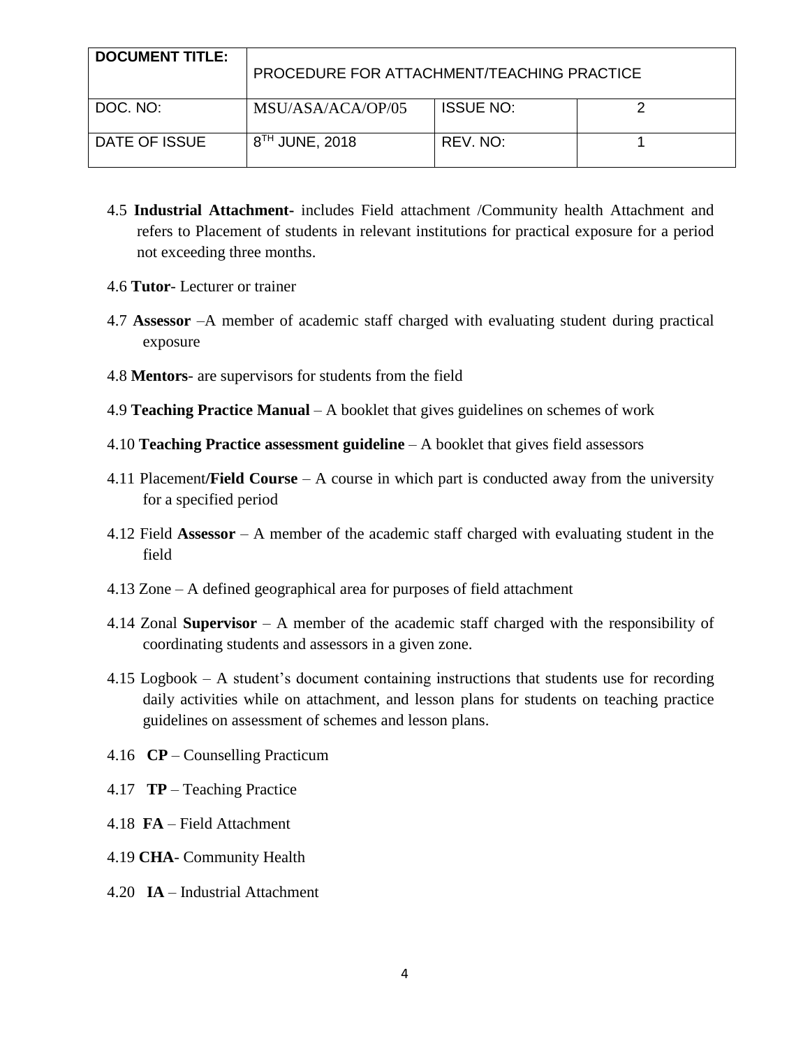4.5 **Industrial Attachment-** includes Field attachment /Community health Attachment and refers to Placement of students in relevant institutions for practical exposure for a period not exceeding three months.

4.6 **Tutor**- Lecturer or trainer

4.7 **Assessor** –A member of academic staff charged with evaluating student during practical exposure

4.8 **Mentors**- are supervisors for students from the field

4.9 **Teaching Practice Manual** – A booklet that gives guidelines on schemes of work

4.10 **Teaching Practice assessment guideline** – A booklet that gives field assessors

4.11 Placement**/Field Course** – A course in which part is conducted away from the university for a specified period

4.12 Field **Assessor** – A member of the academic staff charged with evaluating student in the field

4.13 Zone – A defined geographical area for purposes of field attachment

4.14 Zonal **Supervisor** – A member of the academic staff charged with the responsibility of coordinating students and assessors in a given zone.

4.15 Logbook – A student's document containing instructions that students use for recording daily activities while on attachment, and lesson plans for students on teaching practice guidelines on assessment of schemes and lesson plans.

4.16 **CP** – Counselling Practicum

4.17 **TP** – Teaching Practice

4.18 **FA** – Field Attachment

4.19 **CHA**- Community Health

4.20 **IA** – Industrial Attachment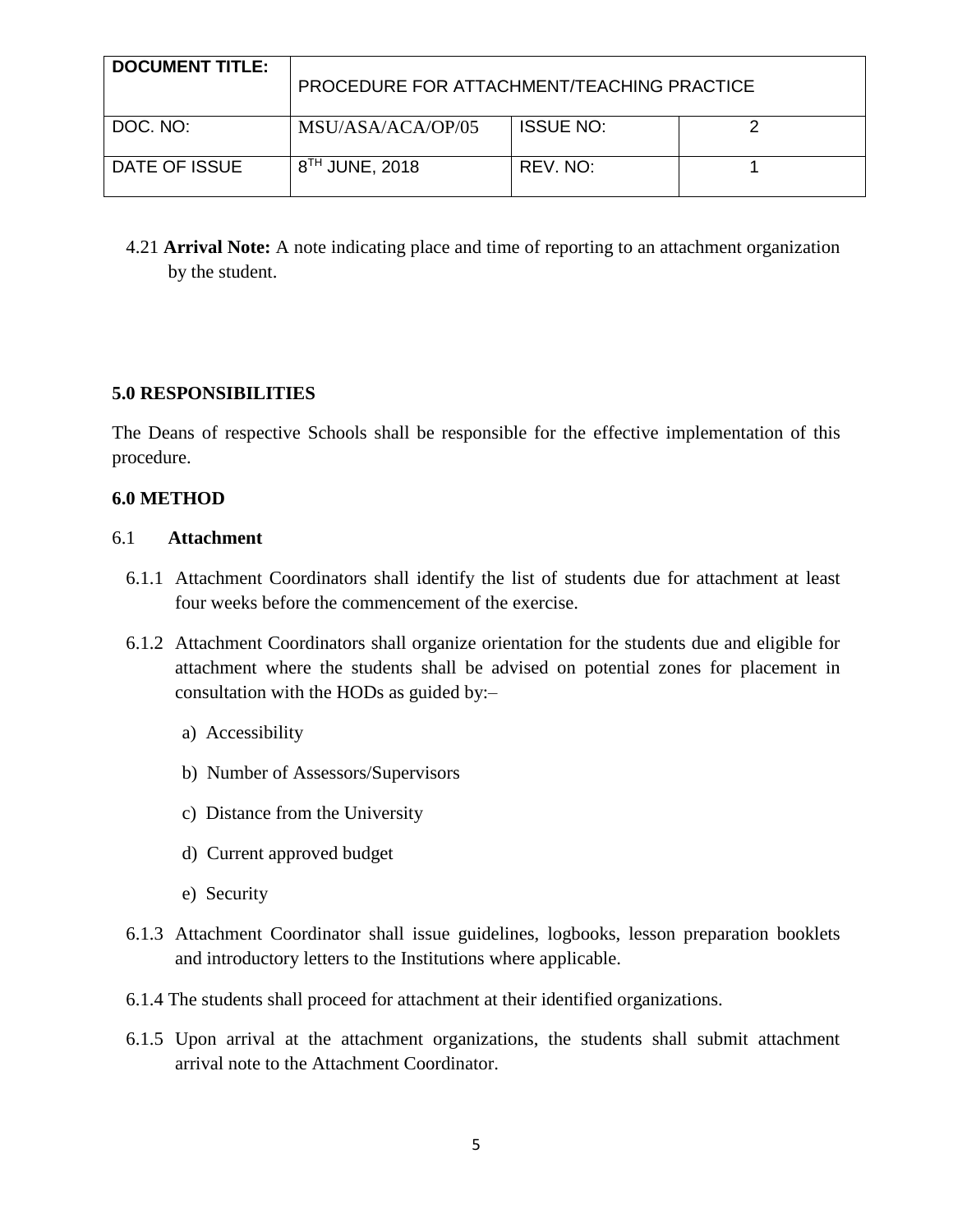4.21 **Arrival Note:** A note indicating place and time of reporting to an attachment organization by the student.

**5.0 RESPONSIBILITIES**

The Deans of respective Schools shall be responsible for the effective implementation of this procedure.

**6.0 METHOD**

6.1 **Attachment**

6.1.1 Attachment Coordinators shall identify the list of students due for attachment at least four weeks before the commencement of the exercise.

6.1.2 Attachment Coordinators shall organize orientation for the students due and eligible for attachment where the students shall be advised on potential zones for placement in consultation with the HODs as guided by:–

a) Accessibility

b) Number of Assessors/Supervisors

c) Distance from the University

d) Current approved budget

e) Security

6.1.3 Attachment Coordinator shall issue guidelines, logbooks, lesson preparation booklets and introductory letters to the Institutions where applicable.

6.1.4 The students shall proceed for attachment at their identified organizations.

6.1.5 Upon arrival at the attachment organizations, the students shall submit attachment arrival note to the Attachment Coordinator.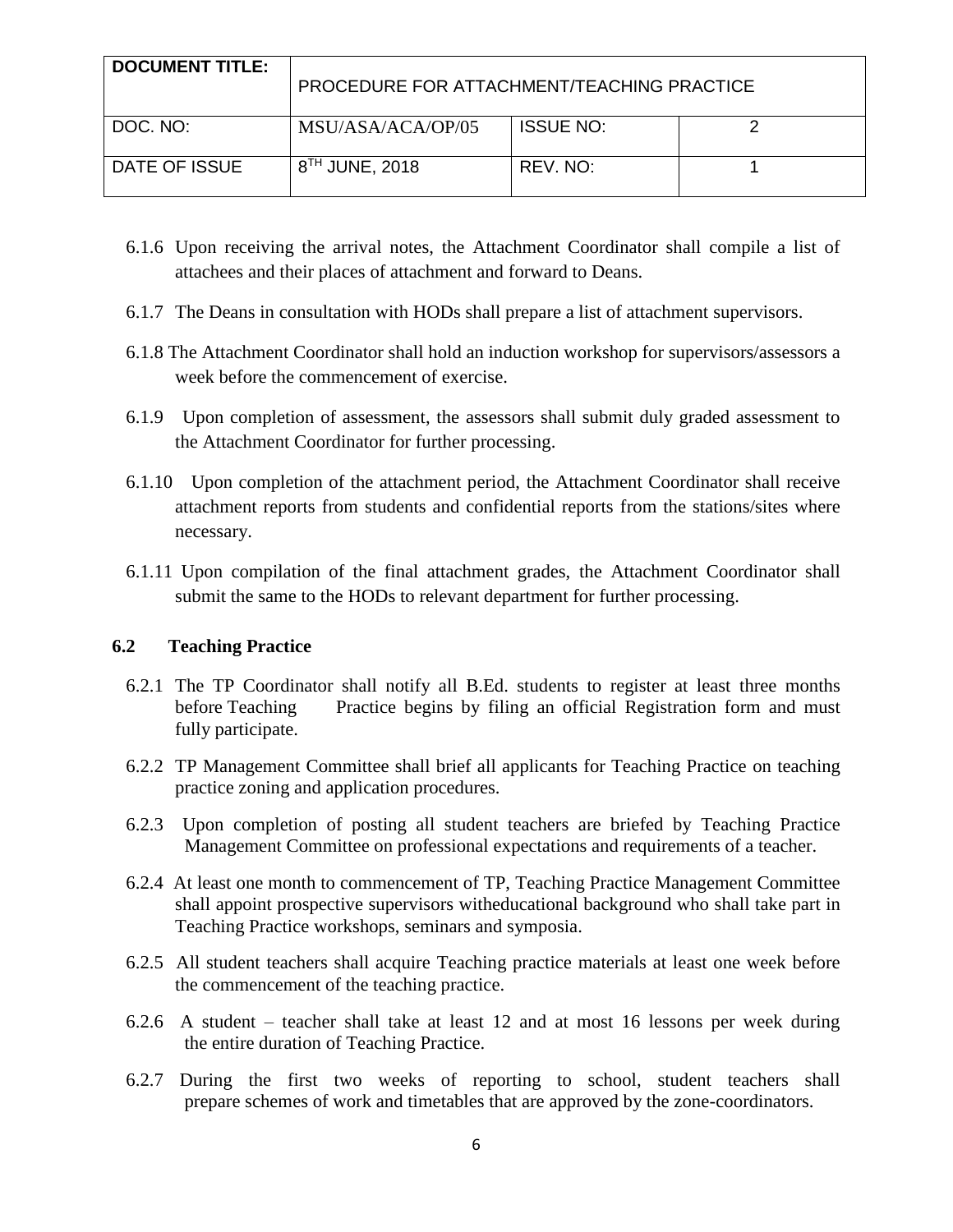| DOCUMENT TITLE: | PROCEDURE FOR ATTACHMENT/TEACHING PRACTICE | | |
|---|---|---|---|
| DOC. NO: | MSU/ASA/ACA/OP/05 | ISSUE NO: | 2 |
| DATE OF ISSUE | 8TH JUNE, 2018 | REV. NO: | 1 |

6.1.6 Upon receiving the arrival notes, the Attachment Coordinator shall compile a list of attachees and their places of attachment and forward to Deans.

6.1.7 The Deans in consultation with HODs shall prepare a list of attachment supervisors.

6.1.8 The Attachment Coordinator shall hold an induction workshop for supervisors/assessors a week before the commencement of exercise.

6.1.9 Upon completion of assessment, the assessors shall submit duly graded assessment to the Attachment Coordinator for further processing.

6.1.10 Upon completion of the attachment period, the Attachment Coordinator shall receive attachment reports from students and confidential reports from the stations/sites where necessary.

6.1.11 Upon compilation of the final attachment grades, the Attachment Coordinator shall submit the same to the HODs to relevant department for further processing.

### 6.2 Teaching Practice

6.2.1 The TP Coordinator shall notify all B.Ed. students to register at least three months before Teaching Practice begins by filing an official Registration form and must fully participate.

6.2.2 TP Management Committee shall brief all applicants for Teaching Practice on teaching practice zoning and application procedures.

6.2.3 Upon completion of posting all student teachers are briefed by Teaching Practice Management Committee on professional expectations and requirements of a teacher.

6.2.4 At least one month to commencement of TP, Teaching Practice Management Committee shall appoint prospective supervisors witheducational background who shall take part in Teaching Practice workshops, seminars and symposia.

6.2.5 All student teachers shall acquire Teaching practice materials at least one week before the commencement of the teaching practice.

6.2.6 A student – teacher shall take at least 12 and at most 16 lessons per week during the entire duration of Teaching Practice.

6.2.7 During the first two weeks of reporting to school, student teachers shall prepare schemes of work and timetables that are approved by the zone-coordinators.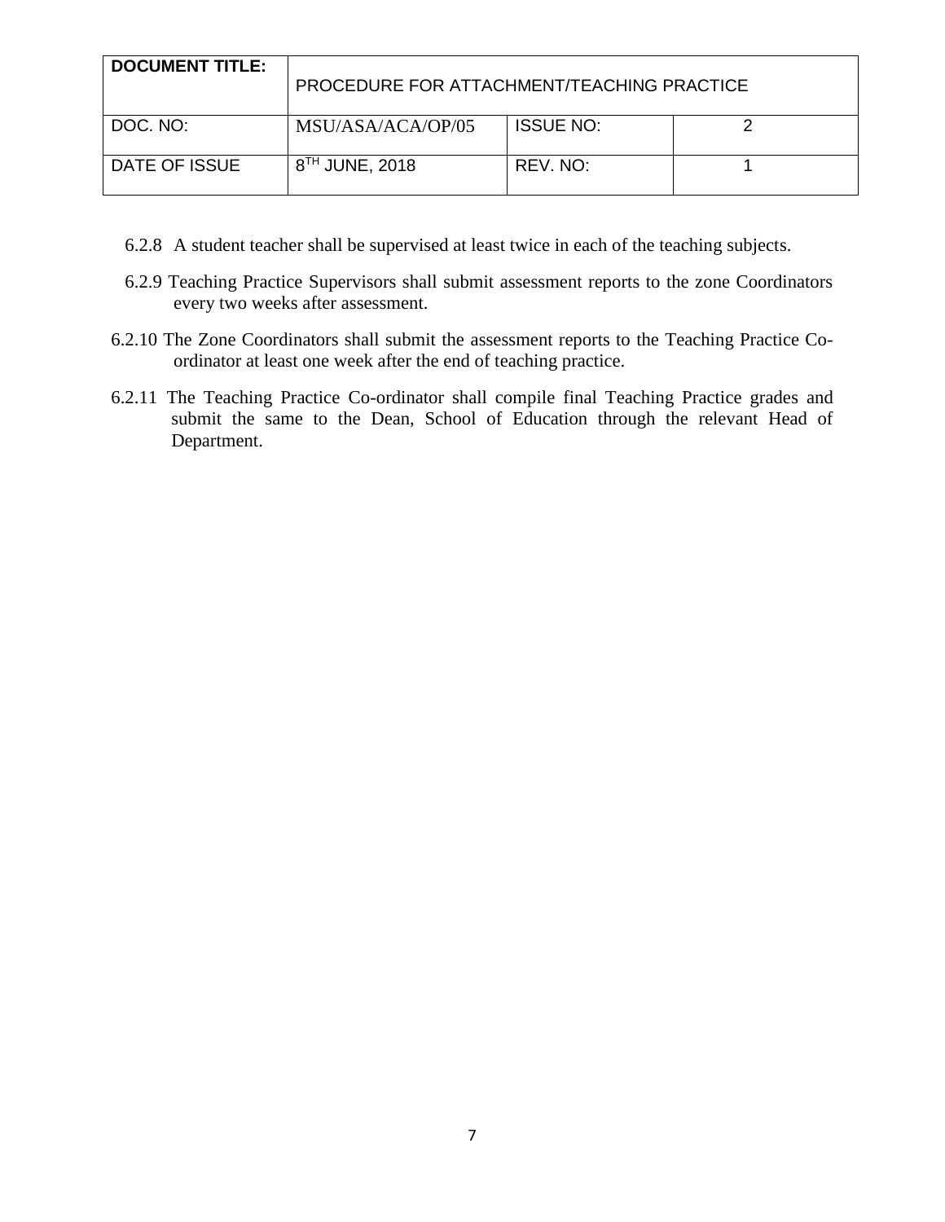6.2.8 A student teacher shall be supervised at least twice in each of the teaching subjects.

6.2.9 Teaching Practice Supervisors shall submit assessment reports to the zone Coordinators every two weeks after assessment.

6.2.10 The Zone Coordinators shall submit the assessment reports to the Teaching Practice Co-ordinator at least one week after the end of teaching practice.

6.2.11 The Teaching Practice Co-ordinator shall compile final Teaching Practice grades and submit the same to the Dean, School of Education through the relevant Head of Department.